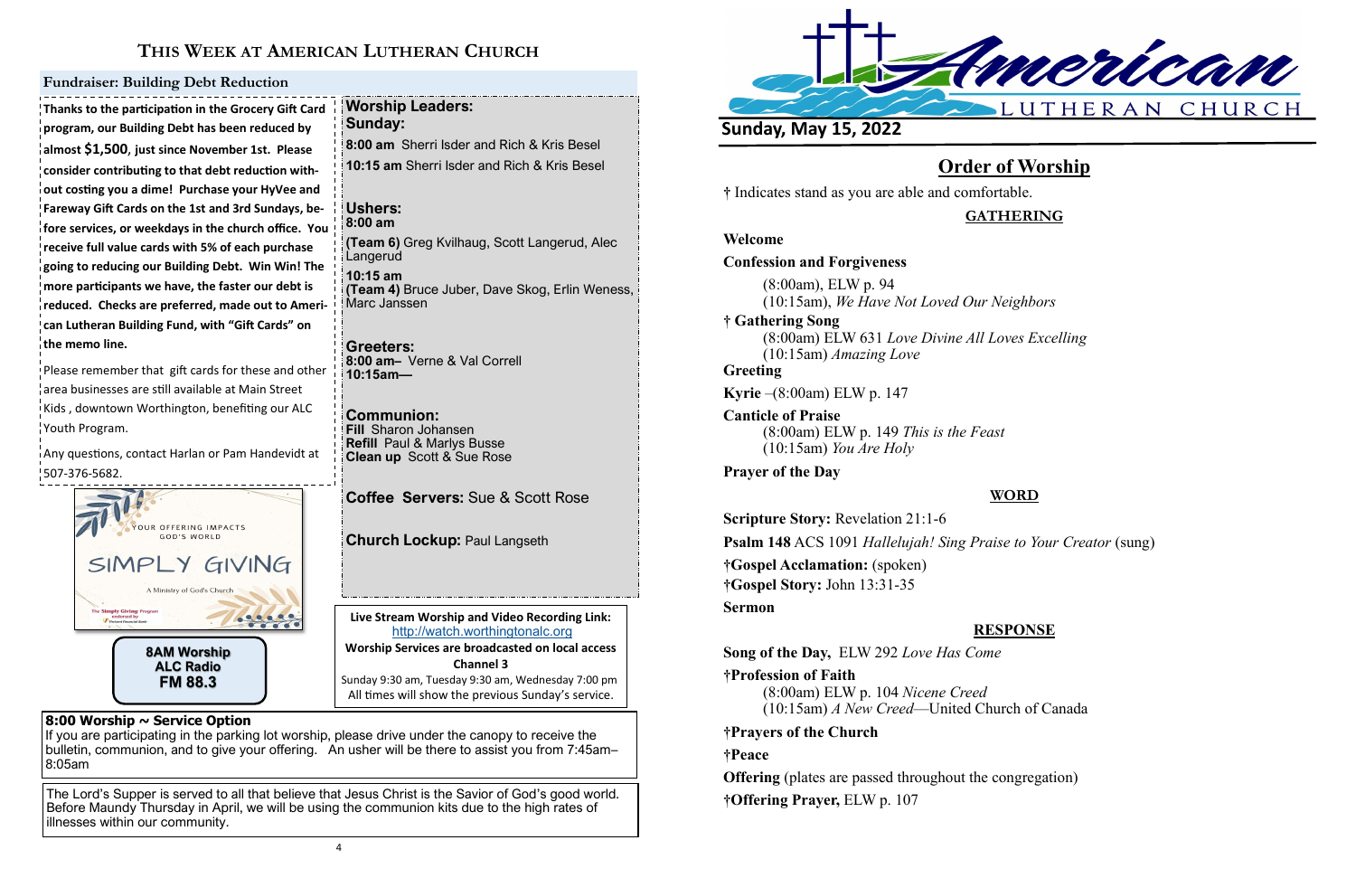# This Week at American Lutheran Church

## Fundraiser: Building Debt Reduction

**Thanks to the participation in the Grocery Gift Card program, our Building Debt has been reduced by almost $1,500, just since November 1st. Please consider contributing to that debt reduction without costing you a dime! Purchase your HyVee and Fareway Gift Cards on the 1st and 3rd Sundays, before services, or weekdays in the church office. You receive full value cards with 5% of each purchase going to reducing our Building Debt. Win Win! The more participants we have, the faster our debt is reduced. Checks are preferred, made out to American Lutheran Building Fund, with "Gift Cards" on the memo line.**

Please remember that gift cards for these and other area businesses are still available at Main Street Kids , downtown Worthington, benefiting our ALC Youth Program.

Any questions, contact Harlan or Pam Handevidt at 507-376-5682.

YOUR OFFERING IMPACTS GOD'S WORLD

SIMPLY GIVING

A Ministry of God's Church

**8AM Worship**
**ALC Radio**
**FM 88.3**

**Worship Leaders:**
**Sunday:**

**8:00 am** Sherri Isder and Rich & Kris Besel

**10:15 am** Sherri Isder and Rich & Kris Besel

**Ushers:**
**8:00 am**

**(Team 6)** Greg Kvilhaug, Scott Langerud, Alec Langerud

**10:15 am**
**(Team 4)** Bruce Juber, Dave Skog, Erlin Weness, Marc Janssen

**Greeters:**
**8:00 am–** Verne & Val Correll
**10:15am—**

**Communion:**
**Fill** Sharon Johansen
**Refill** Paul & Marlys Busse
**Clean up** Scott & Sue Rose

**Coffee Servers:** Sue & Scott Rose

**Church Lockup:** Paul Langseth

**Live Stream Worship and Video Recording Link:**
http://watch.worthingtonalc.org
**Worship Services are broadcasted on local access Channel 3**
Sunday 9:30 am, Tuesday 9:30 am, Wednesday 7:00 pm
All times will show the previous Sunday's service.

**8:00 Worship ~ Service Option**
If you are participating in the parking lot worship, please drive under the canopy to receive the bulletin, communion, and to give your offering. An usher will be there to assist you from 7:45am–8:05am

The Lord's Supper is served to all that believe that Jesus Christ is the Savior of God's good world. Before Maundy Thursday in April, we will be using the communion kits due to the high rates of illnesses within our community.

American Lutheran Church

**Sunday, May 15, 2022**

# Order of Worship

† Indicates stand as you are able and comfortable.

## GATHERING

**Welcome**

**Confession and Forgiveness**
(8:00am), ELW p. 94
(10:15am), *We Have Not Loved Our Neighbors*

**† Gathering Song**
(8:00am) ELW 631 *Love Divine All Loves Excelling*
(10:15am) *Amazing Love*

**Greeting**

**Kyrie** –(8:00am) ELW p. 147

**Canticle of Praise**
(8:00am) ELW p. 149 *This is the Feast*
(10:15am) *You Are Holy*

**Prayer of the Day**

## WORD

**Scripture Story:** Revelation 21:1-6

**Psalm 148** ACS 1091 *Hallelujah! Sing Praise to Your Creator* (sung)

**†Gospel Acclamation:** (spoken)

**†Gospel Story:** John 13:31-35

**Sermon**

## RESPONSE

**Song of the Day,** ELW 292 *Love Has Come*

**†Profession of Faith**
(8:00am) ELW p. 104 *Nicene Creed*
(10:15am) *A New Creed*—United Church of Canada

**†Prayers of the Church**

**†Peace**

**Offering** (plates are passed throughout the congregation)

**†Offering Prayer,** ELW p. 107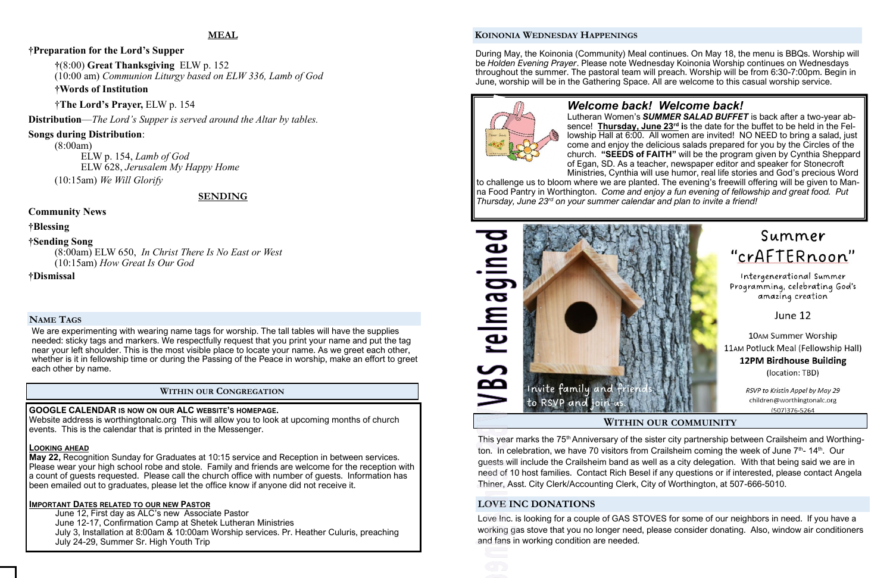## MEAL

**†Preparation for the Lord's Supper**

†(8:00) **Great Thanksgiving** ELW p. 152
(10:00 am) *Communion Liturgy based on ELW 336, Lamb of God*

**†Words of Institution**

**†The Lord's Prayer,** ELW p. 154

**Distribution**—*The Lord's Supper is served around the Altar by tables.*

**Songs during Distribution**:
(8:00am)
ELW p. 154, *Lamb of God*
ELW 628, *Jerusalem My Happy Home*
(10:15am) *We Will Glorify*

## SENDING

**Community News**

**†Blessing**

**†Sending Song**
(8:00am) ELW 650, *In Christ There Is No East or West*
(10:15am) *How Great Is Our God*

**†Dismissal**

### Name Tags

We are experimenting with wearing name tags for worship. The tall tables will have the supplies needed: sticky tags and markers. We respectfully request that you print your name and put the tag near your left shoulder. This is the most visible place to locate your name. As we greet each other, whether is it in fellowship time or during the Passing of the Peace in worship, make an effort to greet each other by name.

### Within our Congregation

**GOOGLE CALENDAR IS NOW ON OUR ALC WEBSITE'S HOMEPAGE.**
Website address is worthingtonalc.org This will allow you to look at upcoming months of church events. This is the calendar that is printed in the Messenger.

**Looking Ahead**
**May 22,** Recognition Sunday for Graduates at 10:15 service and Reception in between services. Please wear your high school robe and stole. Family and friends are welcome for the reception with a count of guests requested. Please call the church office with number of guests. Information has been emailed out to graduates, please let the office know if anyone did not receive it.

**Important Dates related to our new Pastor**
June 12, First day as ALC's new Associate Pastor
June 12-17, Confirmation Camp at Shetek Lutheran Ministries
July 3, Installation at 8:00am & 10:00am Worship services. Pr. Heather Culuris, preaching
July 24-29, Summer Sr. High Youth Trip

### Koinonia Wednesday Happenings

During May, the Koinonia (Community) Meal continues. On May 18, the menu is BBQs. Worship will be *Holden Evening Prayer*. Please note Wednesday Koinonia Worship continues on Wednesdays throughout the summer. The pastoral team will preach. Worship will be from 6:30-7:00pm. Begin in June, worship will be in the Gathering Space. All are welcome to this casual worship service.

### *Welcome back! Welcome back!*

Lutheran Women's ***SUMMER SALAD BUFFET*** is back after a two-year absence! **Thursday, June 23rd** is the date for the buffet to be held in the Fellowship Hall at 6:00. All women are invited! NO NEED to bring a salad, just come and enjoy the delicious salads prepared for you by the Circles of the church. **"SEEDS of FAITH"** will be the program given by Cynthia Sheppard of Egan, SD. As a teacher, newspaper editor and speaker for Stonecroft Ministries, Cynthia will use humor, real life stories and God's precious Word to challenge us to bloom where we are planted. The evening's freewill offering will be given to Manna Food Pantry in Worthington. *Come and enjoy a fun evening of fellowship and great food. Put Thursday, June 23rd on your summer calendar and plan to invite a friend!*

### VBS reImagined

Summer "crAFTERnoon"

Intergenerational Summer Programming, celebrating God's amazing creation

June 12

10AM Summer Worship
11AM Potluck Meal (Fellowship Hall)
**12PM Birdhouse Building**
(location: TBD)

*RSVP to Kristin Appel by May 29*
children@worthingtonalc.org
(507)376-5264

Invite family and friends to RSVP and join us.

### Within our Community

This year marks the 75th Anniversary of the sister city partnership between Crailsheim and Worthington. In celebration, we have 70 visitors from Crailsheim coming the week of June 7th- 14th. Our guests will include the Crailsheim band as well as a city delegation. With that being said we are in need of 10 host families. Contact Rich Besel if any questions or if interested, please contact Angela Thiner, Asst. City Clerk/Accounting Clerk, City of Worthington, at 507-666-5010.

### LOVE INC DONATIONS

Love Inc. is looking for a couple of GAS STOVES for some of our neighbors in need. If you have a working gas stove that you no longer need, please consider donating. Also, window air conditioners and fans in working condition are needed.